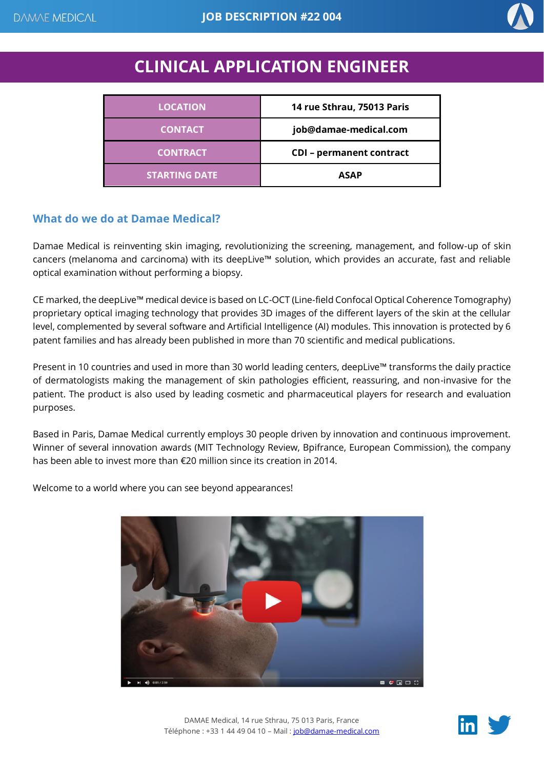# CLINICAL APPLICATION ENGINEER

| | |
|---|---|
| LOCATION | 14 rue Sthrau, 75013 Paris |
| CONTACT | job@damae-medical.com |
| CONTRACT | CDI – permanent contract |
| STARTING DATE | ASAP |

## What do we do at Damae Medical?

Damae Medical is reinventing skin imaging, revolutionizing the screening, management, and follow-up of skin cancers (melanoma and carcinoma) with its deepLive™ solution, which provides an accurate, fast and reliable optical examination without performing a biopsy.

CE marked, the deepLive™ medical device is based on LC-OCT (Line-field Confocal Optical Coherence Tomography) proprietary optical imaging technology that provides 3D images of the different layers of the skin at the cellular level, complemented by several software and Artificial Intelligence (AI) modules. This innovation is protected by 6 patent families and has already been published in more than 70 scientific and medical publications.

Present in 10 countries and used in more than 30 world leading centers, deepLive™ transforms the daily practice of dermatologists making the management of skin pathologies efficient, reassuring, and non-invasive for the patient. The product is also used by leading cosmetic and pharmaceutical players for research and evaluation purposes.

Based in Paris, Damae Medical currently employs 30 people driven by innovation and continuous improvement. Winner of several innovation awards (MIT Technology Review, Bpifrance, European Commission), the company has been able to invest more than €20 million since its creation in 2014.

Welcome to a world where you can see beyond appearances!

DAMAE Medical, 14 rue Sthrau, 75 013 Paris, France
Téléphone : +33 1 44 49 04 10 – Mail : job@damae-medical.com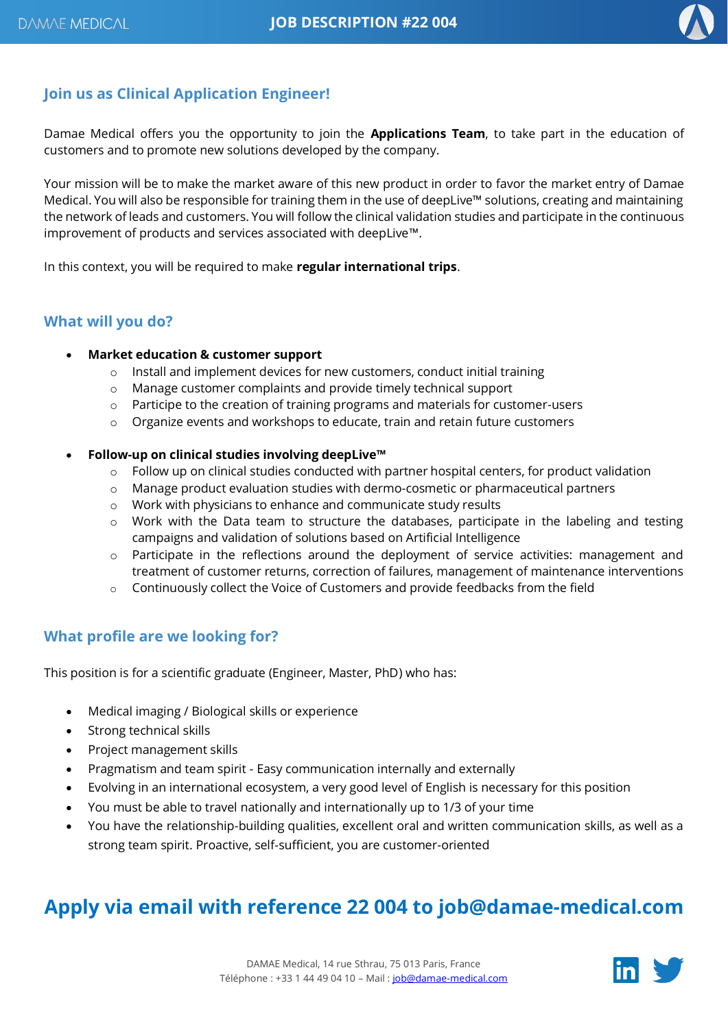## Join us as Clinical Application Engineer!

Damae Medical offers you the opportunity to join the **Applications Team**, to take part in the education of customers and to promote new solutions developed by the company.

Your mission will be to make the market aware of this new product in order to favor the market entry of Damae Medical. You will also be responsible for training them in the use of deepLive™ solutions, creating and maintaining the network of leads and customers. You will follow the clinical validation studies and participate in the continuous improvement of products and services associated with deepLive™.

In this context, you will be required to make **regular international trips**.

## What will you do?

- **Market education & customer support**
  - Install and implement devices for new customers, conduct initial training
  - Manage customer complaints and provide timely technical support
  - Participe to the creation of training programs and materials for customer-users
  - Organize events and workshops to educate, train and retain future customers

- **Follow-up on clinical studies involving deepLive™**
  - Follow up on clinical studies conducted with partner hospital centers, for product validation
  - Manage product evaluation studies with dermo-cosmetic or pharmaceutical partners
  - Work with physicians to enhance and communicate study results
  - Work with the Data team to structure the databases, participate in the labeling and testing campaigns and validation of solutions based on Artificial Intelligence
  - Participate in the reflections around the deployment of service activities: management and treatment of customer returns, correction of failures, management of maintenance interventions
  - Continuously collect the Voice of Customers and provide feedbacks from the field

## What profile are we looking for?

This position is for a scientific graduate (Engineer, Master, PhD) who has:

- Medical imaging / Biological skills or experience
- Strong technical skills
- Project management skills
- Pragmatism and team spirit - Easy communication internally and externally
- Evolving in an international ecosystem, a very good level of English is necessary for this position
- You must be able to travel nationally and internationally up to 1/3 of your time
- You have the relationship-building qualities, excellent oral and written communication skills, as well as a strong team spirit. Proactive, self-sufficient, you are customer-oriented

# Apply via email with reference 22 004 to job@damae-medical.com

DAMAE Medical, 14 rue Sthrau, 75 013 Paris, France
Téléphone : +33 1 44 49 04 10 – Mail : job@damae-medical.com